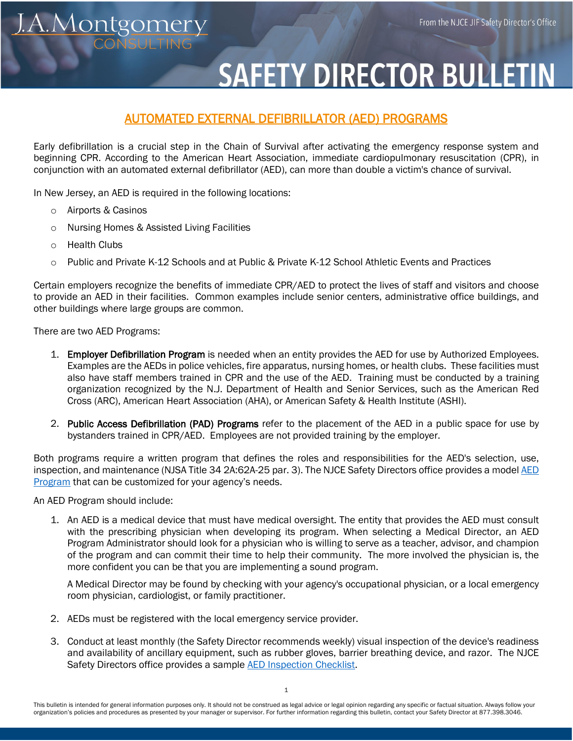# SAFETY DIRECTOR BULLETIN

From the NJCE JIF Safety Director's Office

## AUTOMATED EXTERNAL DEFIBRILLATOR (AED) PROGRAMS

Early defibrillation is a crucial step in the Chain of Survival after activating the emergency response system and beginning CPR. According to the American Heart Association, immediate cardiopulmonary resuscitation (CPR), in conjunction with an automated external defibrillator (AED), can more than double a victim's chance of survival.

In New Jersey, an AED is required in the following locations:

- Airports & Casinos
- Nursing Homes & Assisted Living Facilities
- Health Clubs
- Public and Private K-12 Schools and at Public & Private K-12 School Athletic Events and Practices

Certain employers recognize the benefits of immediate CPR/AED to protect the lives of staff and visitors and choose to provide an AED in their facilities. Common examples include senior centers, administrative office buildings, and other buildings where large groups are common.

There are two AED Programs:

1. **Employer Defibrillation Program** is needed when an entity provides the AED for use by Authorized Employees. Examples are the AEDs in police vehicles, fire apparatus, nursing homes, or health clubs. These facilities must also have staff members trained in CPR and the use of the AED. Training must be conducted by a training organization recognized by the N.J. Department of Health and Senior Services, such as the American Red Cross (ARC), American Heart Association (AHA), or American Safety & Health Institute (ASHI).

2. **Public Access Defibrillation (PAD) Programs** refer to the placement of the AED in a public space for use by bystanders trained in CPR/AED. Employees are not provided training by the employer.

Both programs require a written program that defines the roles and responsibilities for the AED's selection, use, inspection, and maintenance (NJSA Title 34 2A:62A-25 par. 3). The NJCE Safety Directors office provides a model [AED Program]() that can be customized for your agency's needs.

An AED Program should include:

1. An AED is a medical device that must have medical oversight. The entity that provides the AED must consult with the prescribing physician when developing its program. When selecting a Medical Director, an AED Program Administrator should look for a physician who is willing to serve as a teacher, advisor, and champion of the program and can commit their time to help their community. The more involved the physician is, the more confident you can be that you are implementing a sound program.

   A Medical Director may be found by checking with your agency's occupational physician, or a local emergency room physician, cardiologist, or family practitioner.

2. AEDs must be registered with the local emergency service provider.

3. Conduct at least monthly (the Safety Director recommends weekly) visual inspection of the device's readiness and availability of ancillary equipment, such as rubber gloves, barrier breathing device, and razor. The NJCE Safety Directors office provides a sample [AED Inspection Checklist]().

This bulletin is intended for general information purposes only. It should not be construed as legal advice or legal opinion regarding any specific or factual situation. Always follow your organization's policies and procedures as presented by your manager or supervisor. For further information regarding this bulletin, contact your Safety Director at 877.398.3046.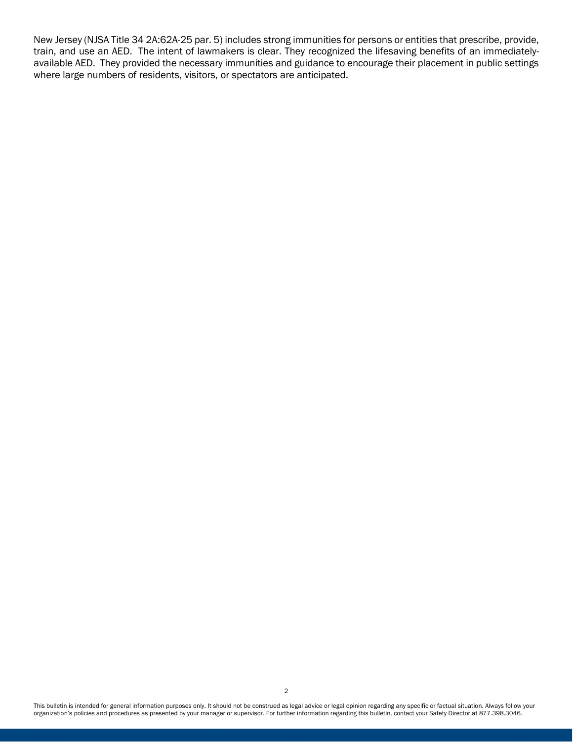New Jersey (NJSA Title 34 2A:62A-25 par. 5) includes strong immunities for persons or entities that prescribe, provide, train, and use an AED. The intent of lawmakers is clear. They recognized the lifesaving benefits of an immediately-available AED. They provided the necessary immunities and guidance to encourage their placement in public settings where large numbers of residents, visitors, or spectators are anticipated.

This bulletin is intended for general information purposes only. It should not be construed as legal advice or legal opinion regarding any specific or factual situation. Always follow your organization's policies and procedures as presented by your manager or supervisor. For further information regarding this bulletin, contact your Safety Director at 877.398.3046.